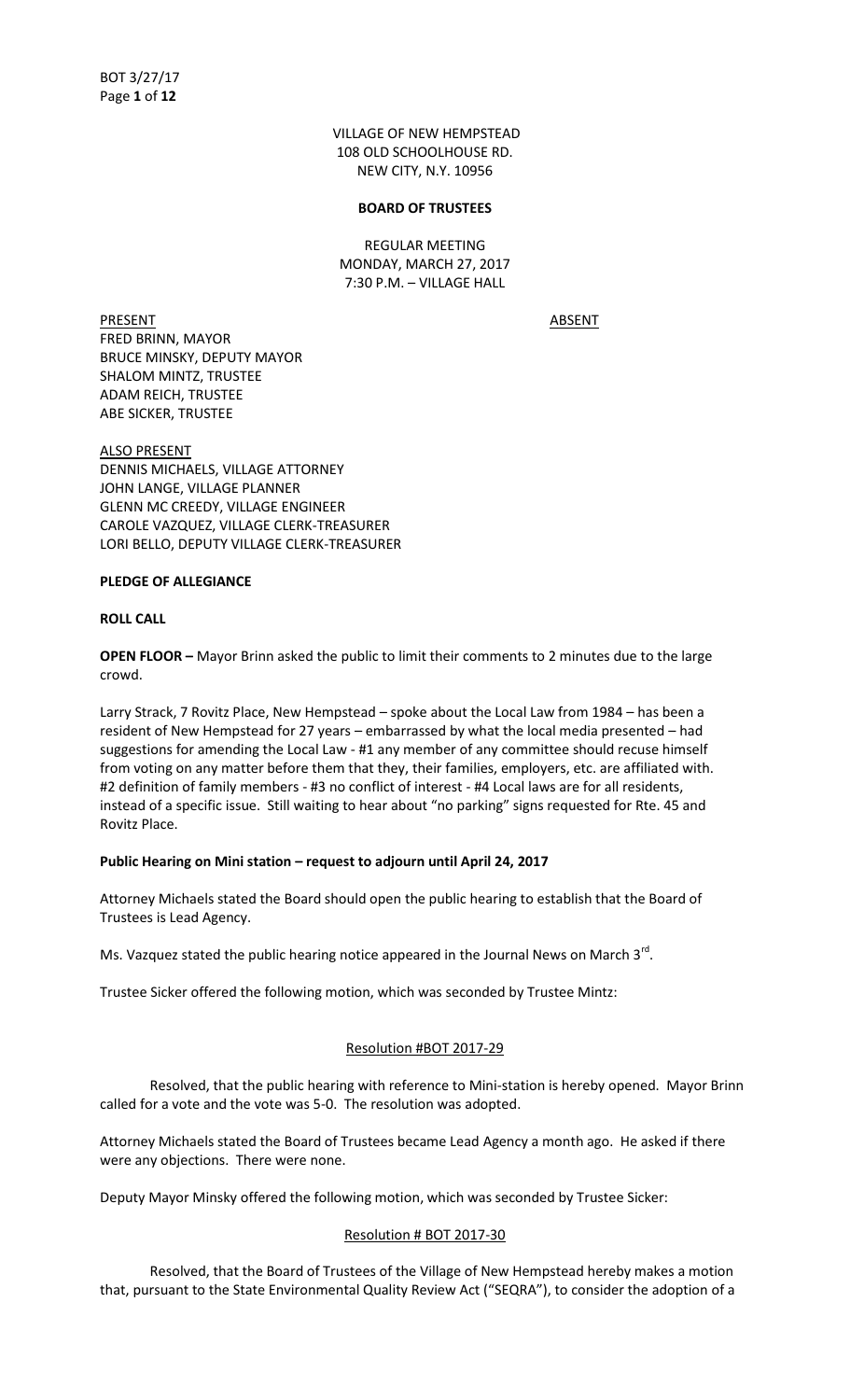VILLAGE OF NEW HEMPSTEAD
108 OLD SCHOOLHOUSE RD.
NEW CITY, N.Y. 10956

**BOARD OF TRUSTEES**

REGULAR MEETING
MONDAY, MARCH 27, 2017
7:30 P.M. – VILLAGE HALL

PRESENT

FRED BRINN, MAYOR
BRUCE MINSKY, DEPUTY MAYOR
SHALOM MINTZ, TRUSTEE
ADAM REICH, TRUSTEE
ABE SICKER, TRUSTEE

ABSENT

ALSO PRESENT

DENNIS MICHAELS, VILLAGE ATTORNEY
JOHN LANGE, VILLAGE PLANNER
GLENN MC CREEDY, VILLAGE ENGINEER
CAROLE VAZQUEZ, VILLAGE CLERK-TREASURER
LORI BELLO, DEPUTY VILLAGE CLERK-TREASURER

**PLEDGE OF ALLEGIANCE**

**ROLL CALL**

**OPEN FLOOR –** Mayor Brinn asked the public to limit their comments to 2 minutes due to the large crowd.

Larry Strack, 7 Rovitz Place, New Hempstead – spoke about the Local Law from 1984 – has been a resident of New Hempstead for 27 years – embarrassed by what the local media presented – had suggestions for amending the Local Law - #1 any member of any committee should recuse himself from voting on any matter before them that they, their families, employers, etc. are affiliated with. #2 definition of family members - #3 no conflict of interest - #4 Local laws are for all residents, instead of a specific issue. Still waiting to hear about "no parking" signs requested for Rte. 45 and Rovitz Place.

**Public Hearing on Mini station – request to adjourn until April 24, 2017**

Attorney Michaels stated the Board should open the public hearing to establish that the Board of Trustees is Lead Agency.

Ms. Vazquez stated the public hearing notice appeared in the Journal News on March 3rd.

Trustee Sicker offered the following motion, which was seconded by Trustee Mintz:

Resolution #BOT 2017-29

Resolved, that the public hearing with reference to Mini-station is hereby opened. Mayor Brinn called for a vote and the vote was 5-0. The resolution was adopted.

Attorney Michaels stated the Board of Trustees became Lead Agency a month ago. He asked if there were any objections. There were none.

Deputy Mayor Minsky offered the following motion, which was seconded by Trustee Sicker:

Resolution # BOT 2017-30

Resolved, that the Board of Trustees of the Village of New Hempstead hereby makes a motion that, pursuant to the State Environmental Quality Review Act ("SEQRA"), to consider the adoption of a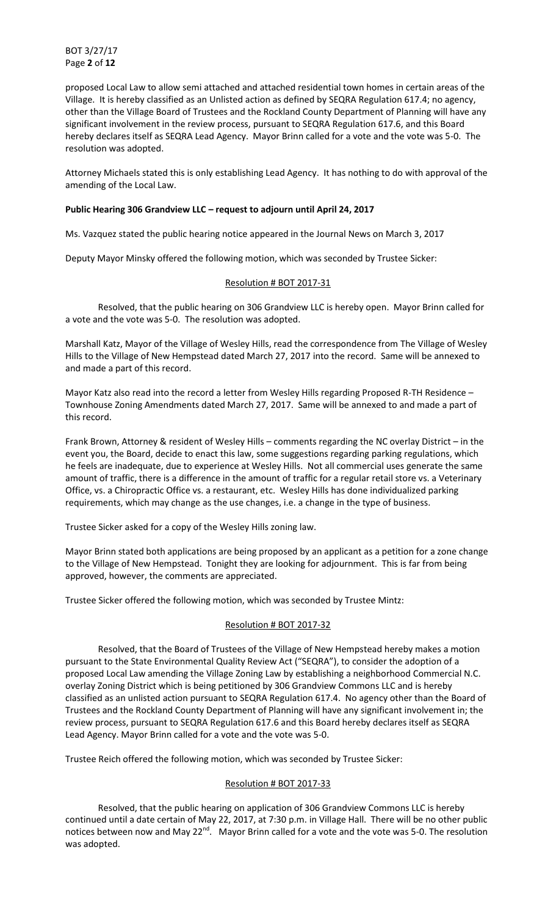proposed Local Law to allow semi attached and attached residential town homes in certain areas of the Village. It is hereby classified as an Unlisted action as defined by SEQRA Regulation 617.4; no agency, other than the Village Board of Trustees and the Rockland County Department of Planning will have any significant involvement in the review process, pursuant to SEQRA Regulation 617.6, and this Board hereby declares itself as SEQRA Lead Agency. Mayor Brinn called for a vote and the vote was 5-0. The resolution was adopted.

Attorney Michaels stated this is only establishing Lead Agency. It has nothing to do with approval of the amending of the Local Law.

**Public Hearing 306 Grandview LLC – request to adjourn until April 24, 2017**

Ms. Vazquez stated the public hearing notice appeared in the Journal News on March 3, 2017

Deputy Mayor Minsky offered the following motion, which was seconded by Trustee Sicker:

<u>Resolution # BOT 2017-31</u>

Resolved, that the public hearing on 306 Grandview LLC is hereby open. Mayor Brinn called for a vote and the vote was 5-0. The resolution was adopted.

Marshall Katz, Mayor of the Village of Wesley Hills, read the correspondence from The Village of Wesley Hills to the Village of New Hempstead dated March 27, 2017 into the record. Same will be annexed to and made a part of this record.

Mayor Katz also read into the record a letter from Wesley Hills regarding Proposed R-TH Residence – Townhouse Zoning Amendments dated March 27, 2017. Same will be annexed to and made a part of this record.

Frank Brown, Attorney & resident of Wesley Hills – comments regarding the NC overlay District – in the event you, the Board, decide to enact this law, some suggestions regarding parking regulations, which he feels are inadequate, due to experience at Wesley Hills. Not all commercial uses generate the same amount of traffic, there is a difference in the amount of traffic for a regular retail store vs. a Veterinary Office, vs. a Chiropractic Office vs. a restaurant, etc. Wesley Hills has done individualized parking requirements, which may change as the use changes, i.e. a change in the type of business.

Trustee Sicker asked for a copy of the Wesley Hills zoning law.

Mayor Brinn stated both applications are being proposed by an applicant as a petition for a zone change to the Village of New Hempstead. Tonight they are looking for adjournment. This is far from being approved, however, the comments are appreciated.

Trustee Sicker offered the following motion, which was seconded by Trustee Mintz:

<u>Resolution # BOT 2017-32</u>

Resolved, that the Board of Trustees of the Village of New Hempstead hereby makes a motion pursuant to the State Environmental Quality Review Act ("SEQRA"), to consider the adoption of a proposed Local Law amending the Village Zoning Law by establishing a neighborhood Commercial N.C. overlay Zoning District which is being petitioned by 306 Grandview Commons LLC and is hereby classified as an unlisted action pursuant to SEQRA Regulation 617.4. No agency other than the Board of Trustees and the Rockland County Department of Planning will have any significant involvement in; the review process, pursuant to SEQRA Regulation 617.6 and this Board hereby declares itself as SEQRA Lead Agency. Mayor Brinn called for a vote and the vote was 5-0.

Trustee Reich offered the following motion, which was seconded by Trustee Sicker:

<u>Resolution # BOT 2017-33</u>

Resolved, that the public hearing on application of 306 Grandview Commons LLC is hereby continued until a date certain of May 22, 2017, at 7:30 p.m. in Village Hall. There will be no other public notices between now and May 22nd. Mayor Brinn called for a vote and the vote was 5-0. The resolution was adopted.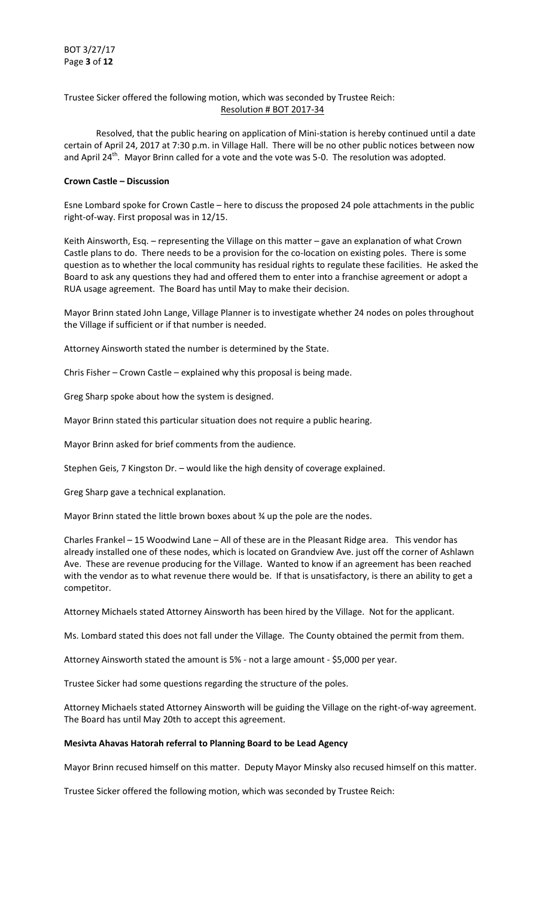Trustee Sicker offered the following motion, which was seconded by Trustee Reich:

Resolution # BOT 2017-34

Resolved, that the public hearing on application of Mini-station is hereby continued until a date certain of April 24, 2017 at 7:30 p.m. in Village Hall. There will be no other public notices between now and April 24th. Mayor Brinn called for a vote and the vote was 5-0. The resolution was adopted.

**Crown Castle – Discussion**

Esne Lombard spoke for Crown Castle – here to discuss the proposed 24 pole attachments in the public right-of-way. First proposal was in 12/15.

Keith Ainsworth, Esq. – representing the Village on this matter – gave an explanation of what Crown Castle plans to do. There needs to be a provision for the co-location on existing poles. There is some question as to whether the local community has residual rights to regulate these facilities. He asked the Board to ask any questions they had and offered them to enter into a franchise agreement or adopt a RUA usage agreement. The Board has until May to make their decision.

Mayor Brinn stated John Lange, Village Planner is to investigate whether 24 nodes on poles throughout the Village if sufficient or if that number is needed.

Attorney Ainsworth stated the number is determined by the State.

Chris Fisher – Crown Castle – explained why this proposal is being made.

Greg Sharp spoke about how the system is designed.

Mayor Brinn stated this particular situation does not require a public hearing.

Mayor Brinn asked for brief comments from the audience.

Stephen Geis, 7 Kingston Dr. – would like the high density of coverage explained.

Greg Sharp gave a technical explanation.

Mayor Brinn stated the little brown boxes about ¾ up the pole are the nodes.

Charles Frankel – 15 Woodwind Lane – All of these are in the Pleasant Ridge area. This vendor has already installed one of these nodes, which is located on Grandview Ave. just off the corner of Ashlawn Ave. These are revenue producing for the Village. Wanted to know if an agreement has been reached with the vendor as to what revenue there would be. If that is unsatisfactory, is there an ability to get a competitor.

Attorney Michaels stated Attorney Ainsworth has been hired by the Village. Not for the applicant.

Ms. Lombard stated this does not fall under the Village. The County obtained the permit from them.

Attorney Ainsworth stated the amount is 5% - not a large amount - $5,000 per year.

Trustee Sicker had some questions regarding the structure of the poles.

Attorney Michaels stated Attorney Ainsworth will be guiding the Village on the right-of-way agreement. The Board has until May 20th to accept this agreement.

**Mesivta Ahavas Hatorah referral to Planning Board to be Lead Agency**

Mayor Brinn recused himself on this matter. Deputy Mayor Minsky also recused himself on this matter.

Trustee Sicker offered the following motion, which was seconded by Trustee Reich: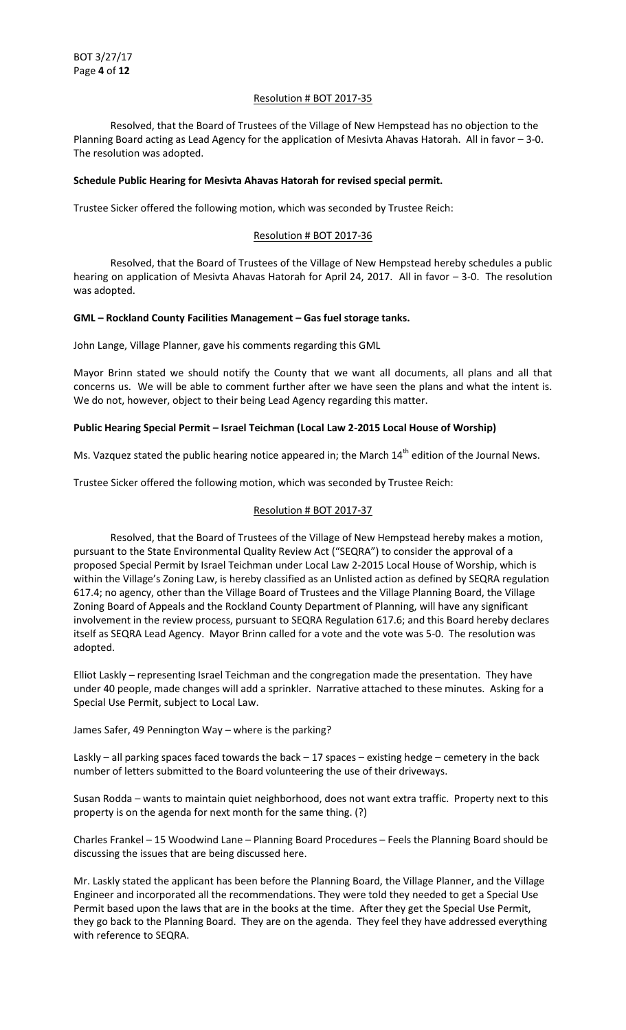<u>Resolution # BOT 2017-35</u>

Resolved, that the Board of Trustees of the Village of New Hempstead has no objection to the Planning Board acting as Lead Agency for the application of Mesivta Ahavas Hatorah. All in favor – 3-0. The resolution was adopted.

**Schedule Public Hearing for Mesivta Ahavas Hatorah for revised special permit.**

Trustee Sicker offered the following motion, which was seconded by Trustee Reich:

<u>Resolution # BOT 2017-36</u>

Resolved, that the Board of Trustees of the Village of New Hempstead hereby schedules a public hearing on application of Mesivta Ahavas Hatorah for April 24, 2017. All in favor – 3-0. The resolution was adopted.

**GML – Rockland County Facilities Management – Gas fuel storage tanks.**

John Lange, Village Planner, gave his comments regarding this GML

Mayor Brinn stated we should notify the County that we want all documents, all plans and all that concerns us. We will be able to comment further after we have seen the plans and what the intent is. We do not, however, object to their being Lead Agency regarding this matter.

**Public Hearing Special Permit – Israel Teichman (Local Law 2-2015 Local House of Worship)**

Ms. Vazquez stated the public hearing notice appeared in; the March 14th edition of the Journal News.

Trustee Sicker offered the following motion, which was seconded by Trustee Reich:

<u>Resolution # BOT 2017-37</u>

Resolved, that the Board of Trustees of the Village of New Hempstead hereby makes a motion, pursuant to the State Environmental Quality Review Act ("SEQRA") to consider the approval of a proposed Special Permit by Israel Teichman under Local Law 2-2015 Local House of Worship, which is within the Village's Zoning Law, is hereby classified as an Unlisted action as defined by SEQRA regulation 617.4; no agency, other than the Village Board of Trustees and the Village Planning Board, the Village Zoning Board of Appeals and the Rockland County Department of Planning, will have any significant involvement in the review process, pursuant to SEQRA Regulation 617.6; and this Board hereby declares itself as SEQRA Lead Agency. Mayor Brinn called for a vote and the vote was 5-0. The resolution was adopted.

Elliot Laskly – representing Israel Teichman and the congregation made the presentation. They have under 40 people, made changes will add a sprinkler. Narrative attached to these minutes. Asking for a Special Use Permit, subject to Local Law.

James Safer, 49 Pennington Way – where is the parking?

Laskly – all parking spaces faced towards the back – 17 spaces – existing hedge – cemetery in the back number of letters submitted to the Board volunteering the use of their driveways.

Susan Rodda – wants to maintain quiet neighborhood, does not want extra traffic. Property next to this property is on the agenda for next month for the same thing. (?)

Charles Frankel – 15 Woodwind Lane – Planning Board Procedures – Feels the Planning Board should be discussing the issues that are being discussed here.

Mr. Laskly stated the applicant has been before the Planning Board, the Village Planner, and the Village Engineer and incorporated all the recommendations. They were told they needed to get a Special Use Permit based upon the laws that are in the books at the time. After they get the Special Use Permit, they go back to the Planning Board. They are on the agenda. They feel they have addressed everything with reference to SEQRA.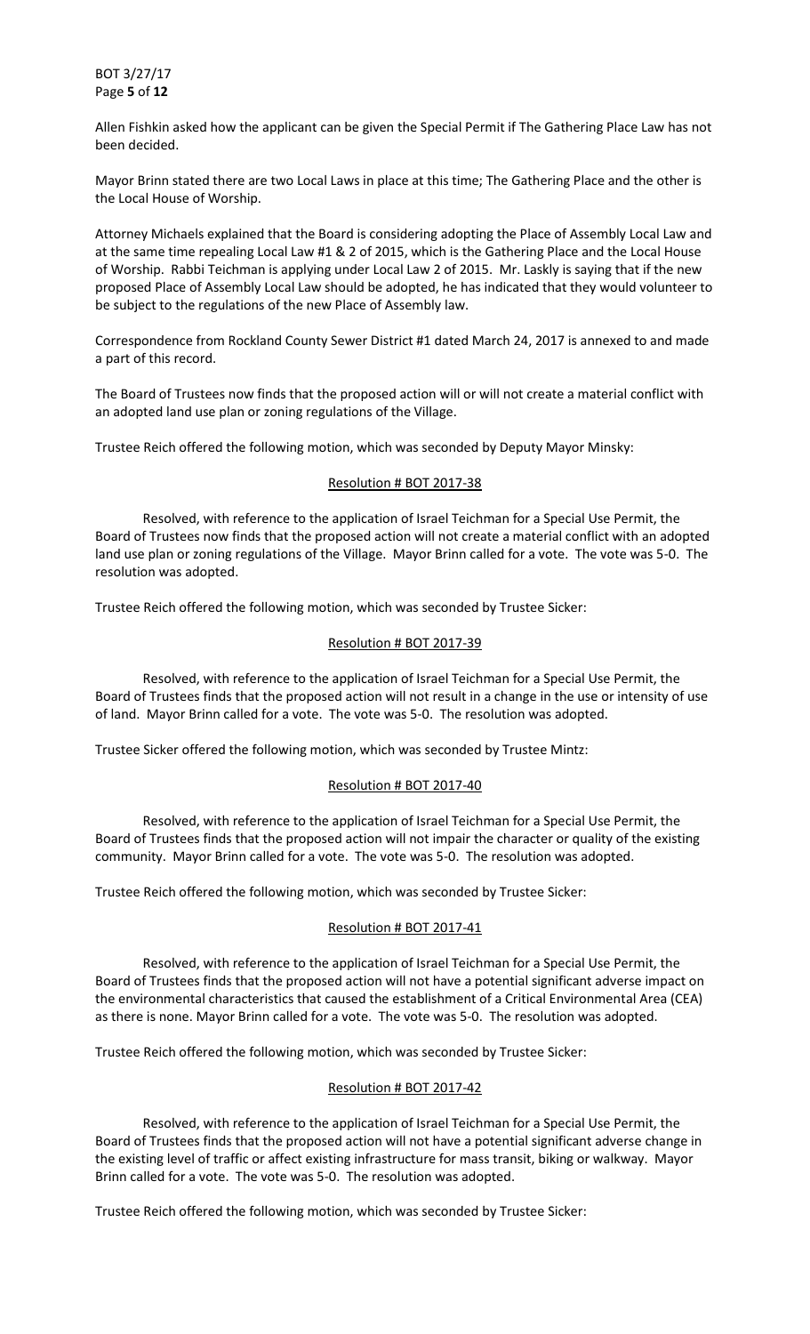Allen Fishkin asked how the applicant can be given the Special Permit if The Gathering Place Law has not been decided.

Mayor Brinn stated there are two Local Laws in place at this time; The Gathering Place and the other is the Local House of Worship.

Attorney Michaels explained that the Board is considering adopting the Place of Assembly Local Law and at the same time repealing Local Law #1 & 2 of 2015, which is the Gathering Place and the Local House of Worship. Rabbi Teichman is applying under Local Law 2 of 2015. Mr. Laskly is saying that if the new proposed Place of Assembly Local Law should be adopted, he has indicated that they would volunteer to be subject to the regulations of the new Place of Assembly law.

Correspondence from Rockland County Sewer District #1 dated March 24, 2017 is annexed to and made a part of this record.

The Board of Trustees now finds that the proposed action will or will not create a material conflict with an adopted land use plan or zoning regulations of the Village.

Trustee Reich offered the following motion, which was seconded by Deputy Mayor Minsky:

<u>Resolution # BOT 2017-38</u>

Resolved, with reference to the application of Israel Teichman for a Special Use Permit, the Board of Trustees now finds that the proposed action will not create a material conflict with an adopted land use plan or zoning regulations of the Village. Mayor Brinn called for a vote. The vote was 5-0. The resolution was adopted.

Trustee Reich offered the following motion, which was seconded by Trustee Sicker:

<u>Resolution # BOT 2017-39</u>

Resolved, with reference to the application of Israel Teichman for a Special Use Permit, the Board of Trustees finds that the proposed action will not result in a change in the use or intensity of use of land. Mayor Brinn called for a vote. The vote was 5-0. The resolution was adopted.

Trustee Sicker offered the following motion, which was seconded by Trustee Mintz:

<u>Resolution # BOT 2017-40</u>

Resolved, with reference to the application of Israel Teichman for a Special Use Permit, the Board of Trustees finds that the proposed action will not impair the character or quality of the existing community. Mayor Brinn called for a vote. The vote was 5-0. The resolution was adopted.

Trustee Reich offered the following motion, which was seconded by Trustee Sicker:

<u>Resolution # BOT 2017-41</u>

Resolved, with reference to the application of Israel Teichman for a Special Use Permit, the Board of Trustees finds that the proposed action will not have a potential significant adverse impact on the environmental characteristics that caused the establishment of a Critical Environmental Area (CEA) as there is none. Mayor Brinn called for a vote. The vote was 5-0. The resolution was adopted.

Trustee Reich offered the following motion, which was seconded by Trustee Sicker:

<u>Resolution # BOT 2017-42</u>

Resolved, with reference to the application of Israel Teichman for a Special Use Permit, the Board of Trustees finds that the proposed action will not have a potential significant adverse change in the existing level of traffic or affect existing infrastructure for mass transit, biking or walkway. Mayor Brinn called for a vote. The vote was 5-0. The resolution was adopted.

Trustee Reich offered the following motion, which was seconded by Trustee Sicker: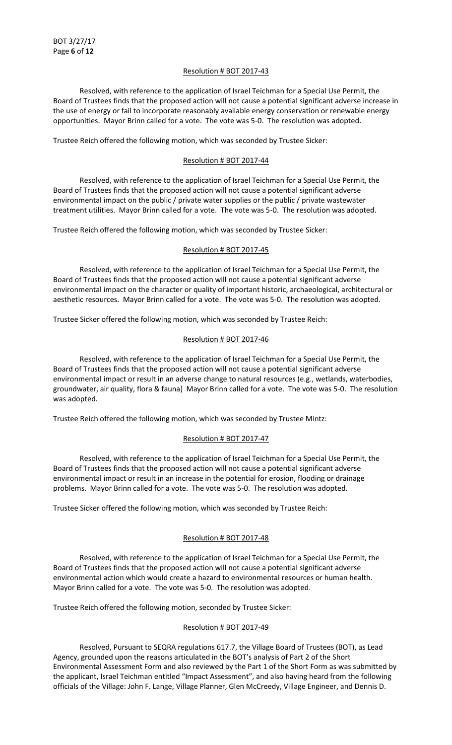Resolution # BOT 2017-43

Resolved, with reference to the application of Israel Teichman for a Special Use Permit, the Board of Trustees finds that the proposed action will not cause a potential significant adverse increase in the use of energy or fail to incorporate reasonably available energy conservation or renewable energy opportunities. Mayor Brinn called for a vote. The vote was 5-0. The resolution was adopted.

Trustee Reich offered the following motion, which was seconded by Trustee Sicker:

Resolution # BOT 2017-44

Resolved, with reference to the application of Israel Teichman for a Special Use Permit, the Board of Trustees finds that the proposed action will not cause a potential significant adverse environmental impact on the public / private water supplies or the public / private wastewater treatment utilities. Mayor Brinn called for a vote. The vote was 5-0. The resolution was adopted.

Trustee Reich offered the following motion, which was seconded by Trustee Sicker:

Resolution # BOT 2017-45

Resolved, with reference to the application of Israel Teichman for a Special Use Permit, the Board of Trustees finds that the proposed action will not cause a potential significant adverse environmental impact on the character or quality of important historic, archaeological, architectural or aesthetic resources. Mayor Brinn called for a vote. The vote was 5-0. The resolution was adopted.

Trustee Sicker offered the following motion, which was seconded by Trustee Reich:

Resolution # BOT 2017-46

Resolved, with reference to the application of Israel Teichman for a Special Use Permit, the Board of Trustees finds that the proposed action will not cause a potential significant adverse environmental impact or result in an adverse change to natural resources (e.g., wetlands, waterbodies, groundwater, air quality, flora & fauna) Mayor Brinn called for a vote. The vote was 5-0. The resolution was adopted.

Trustee Reich offered the following motion, which was seconded by Trustee Mintz:

Resolution # BOT 2017-47

Resolved, with reference to the application of Israel Teichman for a Special Use Permit, the Board of Trustees finds that the proposed action will not cause a potential significant adverse environmental impact or result in an increase in the potential for erosion, flooding or drainage problems. Mayor Brinn called for a vote. The vote was 5-0. The resolution was adopted.

Trustee Sicker offered the following motion, which was seconded by Trustee Reich:

Resolution # BOT 2017-48

Resolved, with reference to the application of Israel Teichman for a Special Use Permit, the Board of Trustees finds that the proposed action will not cause a potential significant adverse environmental action which would create a hazard to environmental resources or human health. Mayor Brinn called for a vote. The vote was 5-0. The resolution was adopted.

Trustee Reich offered the following motion, seconded by Trustee Sicker:

Resolution # BOT 2017-49

Resolved, Pursuant to SEQRA regulations 617.7, the Village Board of Trustees (BOT), as Lead Agency, grounded upon the reasons articulated in the BOT's analysis of Part 2 of the Short Environmental Assessment Form and also reviewed by the Part 1 of the Short Form as was submitted by the applicant, Israel Teichman entitled "Impact Assessment", and also having heard from the following officials of the Village: John F. Lange, Village Planner, Glen McCreedy, Village Engineer, and Dennis D.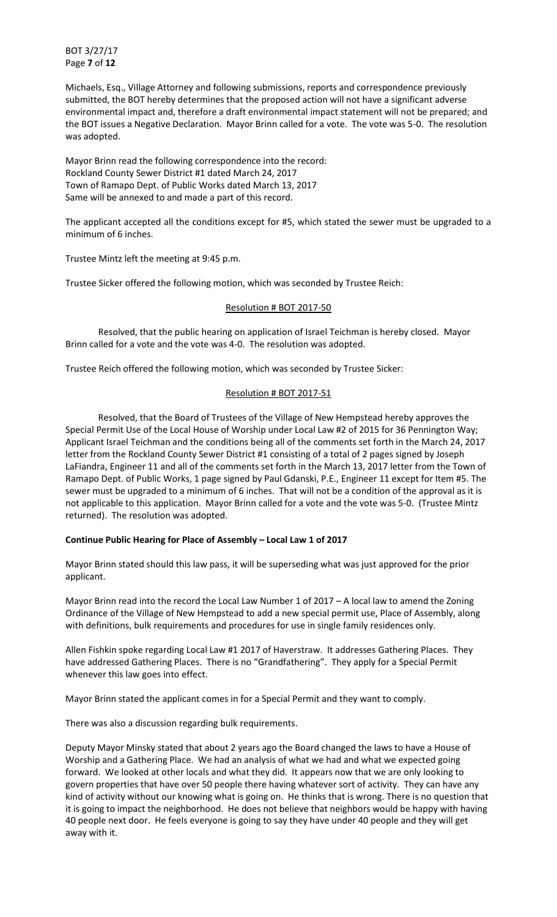Michaels, Esq., Village Attorney and following submissions, reports and correspondence previously submitted, the BOT hereby determines that the proposed action will not have a significant adverse environmental impact and, therefore a draft environmental impact statement will not be prepared; and the BOT issues a Negative Declaration. Mayor Brinn called for a vote. The vote was 5-0. The resolution was adopted.

Mayor Brinn read the following correspondence into the record:
Rockland County Sewer District #1 dated March 24, 2017
Town of Ramapo Dept. of Public Works dated March 13, 2017
Same will be annexed to and made a part of this record.

The applicant accepted all the conditions except for #5, which stated the sewer must be upgraded to a minimum of 6 inches.

Trustee Mintz left the meeting at 9:45 p.m.

Trustee Sicker offered the following motion, which was seconded by Trustee Reich:

Resolution # BOT 2017-50

Resolved, that the public hearing on application of Israel Teichman is hereby closed. Mayor Brinn called for a vote and the vote was 4-0. The resolution was adopted.

Trustee Reich offered the following motion, which was seconded by Trustee Sicker:

Resolution # BOT 2017-51

Resolved, that the Board of Trustees of the Village of New Hempstead hereby approves the Special Permit Use of the Local House of Worship under Local Law #2 of 2015 for 36 Pennington Way; Applicant Israel Teichman and the conditions being all of the comments set forth in the March 24, 2017 letter from the Rockland County Sewer District #1 consisting of a total of 2 pages signed by Joseph LaFiandra, Engineer 11 and all of the comments set forth in the March 13, 2017 letter from the Town of Ramapo Dept. of Public Works, 1 page signed by Paul Gdanski, P.E., Engineer 11 except for Item #5. The sewer must be upgraded to a minimum of 6 inches. That will not be a condition of the approval as it is not applicable to this application. Mayor Brinn called for a vote and the vote was 5-0. (Trustee Mintz returned). The resolution was adopted.

**Continue Public Hearing for Place of Assembly – Local Law 1 of 2017**

Mayor Brinn stated should this law pass, it will be superseding what was just approved for the prior applicant.

Mayor Brinn read into the record the Local Law Number 1 of 2017 – A local law to amend the Zoning Ordinance of the Village of New Hempstead to add a new special permit use, Place of Assembly, along with definitions, bulk requirements and procedures for use in single family residences only.

Allen Fishkin spoke regarding Local Law #1 2017 of Haverstraw. It addresses Gathering Places. They have addressed Gathering Places. There is no "Grandfathering". They apply for a Special Permit whenever this law goes into effect.

Mayor Brinn stated the applicant comes in for a Special Permit and they want to comply.

There was also a discussion regarding bulk requirements.

Deputy Mayor Minsky stated that about 2 years ago the Board changed the laws to have a House of Worship and a Gathering Place. We had an analysis of what we had and what we expected going forward. We looked at other locals and what they did. It appears now that we are only looking to govern properties that have over 50 people there having whatever sort of activity. They can have any kind of activity without our knowing what is going on. He thinks that is wrong. There is no question that it is going to impact the neighborhood. He does not believe that neighbors would be happy with having 40 people next door. He feels everyone is going to say they have under 40 people and they will get away with it.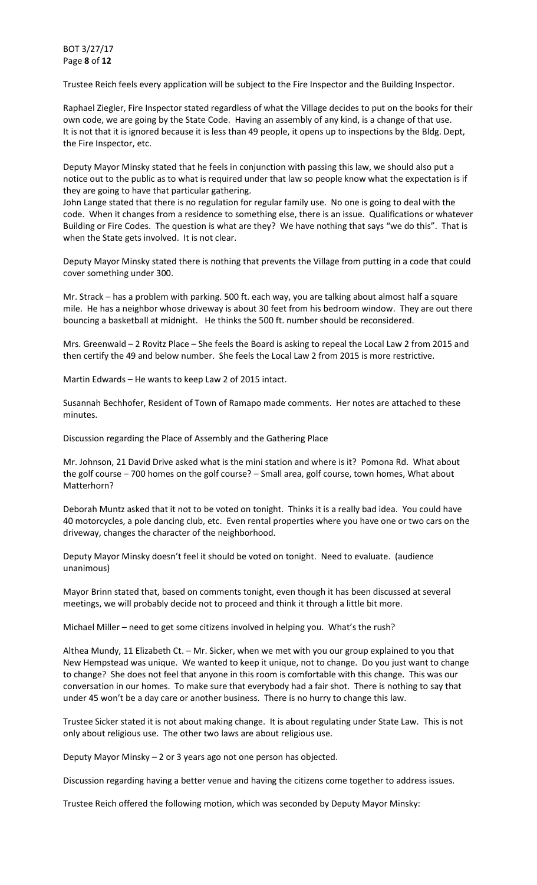Trustee Reich feels every application will be subject to the Fire Inspector and the Building Inspector.

Raphael Ziegler, Fire Inspector stated regardless of what the Village decides to put on the books for their own code, we are going by the State Code. Having an assembly of any kind, is a change of that use. It is not that it is ignored because it is less than 49 people, it opens up to inspections by the Bldg. Dept, the Fire Inspector, etc.

Deputy Mayor Minsky stated that he feels in conjunction with passing this law, we should also put a notice out to the public as to what is required under that law so people know what the expectation is if they are going to have that particular gathering.
John Lange stated that there is no regulation for regular family use. No one is going to deal with the code. When it changes from a residence to something else, there is an issue. Qualifications or whatever Building or Fire Codes. The question is what are they? We have nothing that says "we do this". That is when the State gets involved. It is not clear.

Deputy Mayor Minsky stated there is nothing that prevents the Village from putting in a code that could cover something under 300.

Mr. Strack – has a problem with parking. 500 ft. each way, you are talking about almost half a square mile. He has a neighbor whose driveway is about 30 feet from his bedroom window. They are out there bouncing a basketball at midnight. He thinks the 500 ft. number should be reconsidered.

Mrs. Greenwald – 2 Rovitz Place – She feels the Board is asking to repeal the Local Law 2 from 2015 and then certify the 49 and below number. She feels the Local Law 2 from 2015 is more restrictive.

Martin Edwards – He wants to keep Law 2 of 2015 intact.

Susannah Bechhofer, Resident of Town of Ramapo made comments. Her notes are attached to these minutes.

Discussion regarding the Place of Assembly and the Gathering Place

Mr. Johnson, 21 David Drive asked what is the mini station and where is it? Pomona Rd. What about the golf course – 700 homes on the golf course? – Small area, golf course, town homes, What about Matterhorn?

Deborah Muntz asked that it not to be voted on tonight. Thinks it is a really bad idea. You could have 40 motorcycles, a pole dancing club, etc. Even rental properties where you have one or two cars on the driveway, changes the character of the neighborhood.

Deputy Mayor Minsky doesn't feel it should be voted on tonight. Need to evaluate. (audience unanimous)

Mayor Brinn stated that, based on comments tonight, even though it has been discussed at several meetings, we will probably decide not to proceed and think it through a little bit more.

Michael Miller – need to get some citizens involved in helping you. What's the rush?

Althea Mundy, 11 Elizabeth Ct. – Mr. Sicker, when we met with you our group explained to you that New Hempstead was unique. We wanted to keep it unique, not to change. Do you just want to change to change? She does not feel that anyone in this room is comfortable with this change. This was our conversation in our homes. To make sure that everybody had a fair shot. There is nothing to say that under 45 won't be a day care or another business. There is no hurry to change this law.

Trustee Sicker stated it is not about making change. It is about regulating under State Law. This is not only about religious use. The other two laws are about religious use.

Deputy Mayor Minsky – 2 or 3 years ago not one person has objected.

Discussion regarding having a better venue and having the citizens come together to address issues.

Trustee Reich offered the following motion, which was seconded by Deputy Mayor Minsky: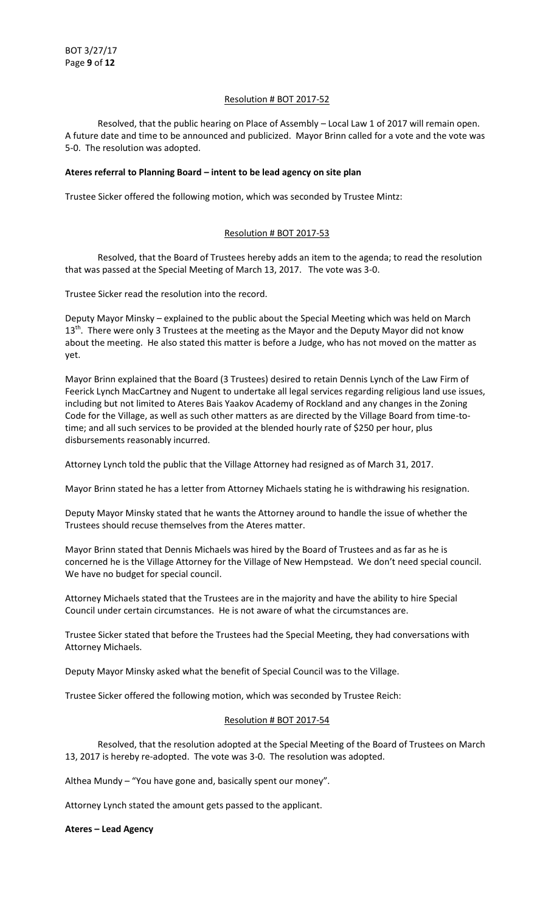Resolution # BOT 2017-52

Resolved, that the public hearing on Place of Assembly – Local Law 1 of 2017 will remain open. A future date and time to be announced and publicized. Mayor Brinn called for a vote and the vote was 5-0. The resolution was adopted.

**Ateres referral to Planning Board – intent to be lead agency on site plan**

Trustee Sicker offered the following motion, which was seconded by Trustee Mintz:

Resolution # BOT 2017-53

Resolved, that the Board of Trustees hereby adds an item to the agenda; to read the resolution that was passed at the Special Meeting of March 13, 2017. The vote was 3-0.

Trustee Sicker read the resolution into the record.

Deputy Mayor Minsky – explained to the public about the Special Meeting which was held on March 13th. There were only 3 Trustees at the meeting as the Mayor and the Deputy Mayor did not know about the meeting. He also stated this matter is before a Judge, who has not moved on the matter as yet.

Mayor Brinn explained that the Board (3 Trustees) desired to retain Dennis Lynch of the Law Firm of Feerick Lynch MacCartney and Nugent to undertake all legal services regarding religious land use issues, including but not limited to Ateres Bais Yaakov Academy of Rockland and any changes in the Zoning Code for the Village, as well as such other matters as are directed by the Village Board from time-to-time; and all such services to be provided at the blended hourly rate of $250 per hour, plus disbursements reasonably incurred.

Attorney Lynch told the public that the Village Attorney had resigned as of March 31, 2017.

Mayor Brinn stated he has a letter from Attorney Michaels stating he is withdrawing his resignation.

Deputy Mayor Minsky stated that he wants the Attorney around to handle the issue of whether the Trustees should recuse themselves from the Ateres matter.

Mayor Brinn stated that Dennis Michaels was hired by the Board of Trustees and as far as he is concerned he is the Village Attorney for the Village of New Hempstead. We don't need special council. We have no budget for special council.

Attorney Michaels stated that the Trustees are in the majority and have the ability to hire Special Council under certain circumstances. He is not aware of what the circumstances are.

Trustee Sicker stated that before the Trustees had the Special Meeting, they had conversations with Attorney Michaels.

Deputy Mayor Minsky asked what the benefit of Special Council was to the Village.

Trustee Sicker offered the following motion, which was seconded by Trustee Reich:

Resolution # BOT 2017-54

Resolved, that the resolution adopted at the Special Meeting of the Board of Trustees on March 13, 2017 is hereby re-adopted. The vote was 3-0. The resolution was adopted.

Althea Mundy – "You have gone and, basically spent our money".

Attorney Lynch stated the amount gets passed to the applicant.

**Ateres – Lead Agency**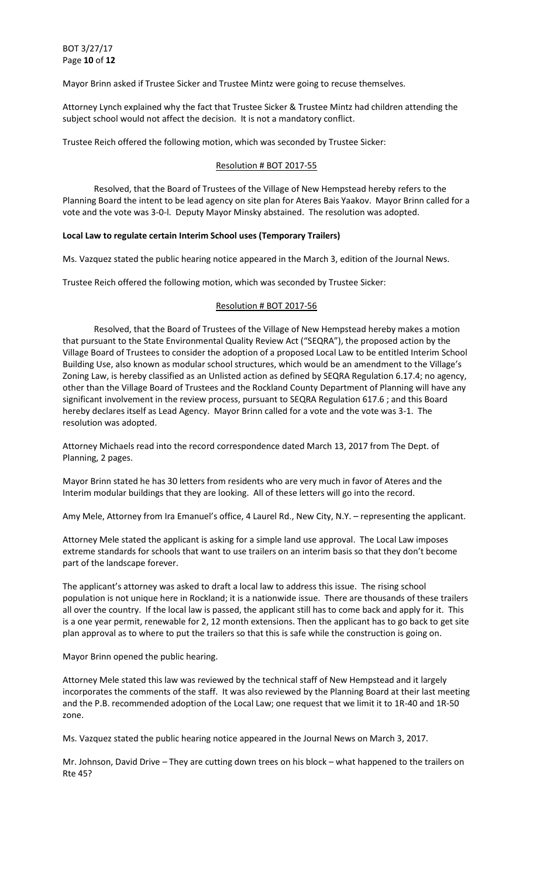Mayor Brinn asked if Trustee Sicker and Trustee Mintz were going to recuse themselves.

Attorney Lynch explained why the fact that Trustee Sicker & Trustee Mintz had children attending the subject school would not affect the decision. It is not a mandatory conflict.

Trustee Reich offered the following motion, which was seconded by Trustee Sicker:

Resolution # BOT 2017-55

Resolved, that the Board of Trustees of the Village of New Hempstead hereby refers to the Planning Board the intent to be lead agency on site plan for Ateres Bais Yaakov. Mayor Brinn called for a vote and the vote was 3-0-l. Deputy Mayor Minsky abstained. The resolution was adopted.

**Local Law to regulate certain Interim School uses (Temporary Trailers)**

Ms. Vazquez stated the public hearing notice appeared in the March 3, edition of the Journal News.

Trustee Reich offered the following motion, which was seconded by Trustee Sicker:

Resolution # BOT 2017-56

Resolved, that the Board of Trustees of the Village of New Hempstead hereby makes a motion that pursuant to the State Environmental Quality Review Act ("SEQRA"), the proposed action by the Village Board of Trustees to consider the adoption of a proposed Local Law to be entitled Interim School Building Use, also known as modular school structures, which would be an amendment to the Village's Zoning Law, is hereby classified as an Unlisted action as defined by SEQRA Regulation 6.17.4; no agency, other than the Village Board of Trustees and the Rockland County Department of Planning will have any significant involvement in the review process, pursuant to SEQRA Regulation 617.6 ; and this Board hereby declares itself as Lead Agency. Mayor Brinn called for a vote and the vote was 3-1. The resolution was adopted.

Attorney Michaels read into the record correspondence dated March 13, 2017 from The Dept. of Planning, 2 pages.

Mayor Brinn stated he has 30 letters from residents who are very much in favor of Ateres and the Interim modular buildings that they are looking. All of these letters will go into the record.

Amy Mele, Attorney from Ira Emanuel's office, 4 Laurel Rd., New City, N.Y. – representing the applicant.

Attorney Mele stated the applicant is asking for a simple land use approval. The Local Law imposes extreme standards for schools that want to use trailers on an interim basis so that they don't become part of the landscape forever.

The applicant's attorney was asked to draft a local law to address this issue. The rising school population is not unique here in Rockland; it is a nationwide issue. There are thousands of these trailers all over the country. If the local law is passed, the applicant still has to come back and apply for it. This is a one year permit, renewable for 2, 12 month extensions. Then the applicant has to go back to get site plan approval as to where to put the trailers so that this is safe while the construction is going on.

Mayor Brinn opened the public hearing.

Attorney Mele stated this law was reviewed by the technical staff of New Hempstead and it largely incorporates the comments of the staff. It was also reviewed by the Planning Board at their last meeting and the P.B. recommended adoption of the Local Law; one request that we limit it to 1R-40 and 1R-50 zone.

Ms. Vazquez stated the public hearing notice appeared in the Journal News on March 3, 2017.

Mr. Johnson, David Drive – They are cutting down trees on his block – what happened to the trailers on Rte 45?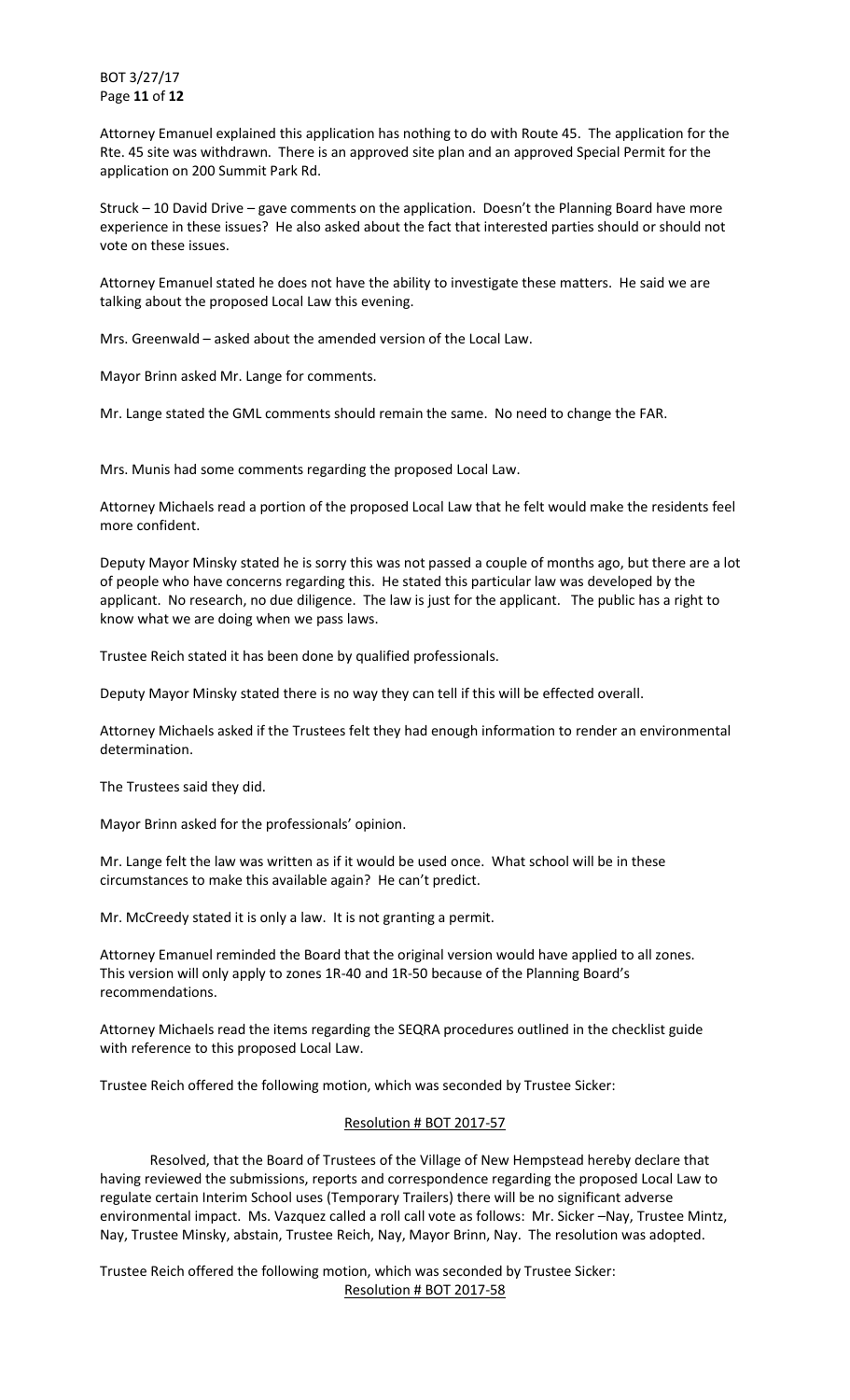Attorney Emanuel explained this application has nothing to do with Route 45. The application for the Rte. 45 site was withdrawn. There is an approved site plan and an approved Special Permit for the application on 200 Summit Park Rd.

Struck – 10 David Drive – gave comments on the application. Doesn't the Planning Board have more experience in these issues? He also asked about the fact that interested parties should or should not vote on these issues.

Attorney Emanuel stated he does not have the ability to investigate these matters. He said we are talking about the proposed Local Law this evening.

Mrs. Greenwald – asked about the amended version of the Local Law.

Mayor Brinn asked Mr. Lange for comments.

Mr. Lange stated the GML comments should remain the same. No need to change the FAR.

Mrs. Munis had some comments regarding the proposed Local Law.

Attorney Michaels read a portion of the proposed Local Law that he felt would make the residents feel more confident.

Deputy Mayor Minsky stated he is sorry this was not passed a couple of months ago, but there are a lot of people who have concerns regarding this. He stated this particular law was developed by the applicant. No research, no due diligence. The law is just for the applicant. The public has a right to know what we are doing when we pass laws.

Trustee Reich stated it has been done by qualified professionals.

Deputy Mayor Minsky stated there is no way they can tell if this will be effected overall.

Attorney Michaels asked if the Trustees felt they had enough information to render an environmental determination.

The Trustees said they did.

Mayor Brinn asked for the professionals' opinion.

Mr. Lange felt the law was written as if it would be used once. What school will be in these circumstances to make this available again? He can't predict.

Mr. McCreedy stated it is only a law. It is not granting a permit.

Attorney Emanuel reminded the Board that the original version would have applied to all zones. This version will only apply to zones 1R-40 and 1R-50 because of the Planning Board's recommendations.

Attorney Michaels read the items regarding the SEQRA procedures outlined in the checklist guide with reference to this proposed Local Law.

Trustee Reich offered the following motion, which was seconded by Trustee Sicker:

Resolution # BOT 2017-57

Resolved, that the Board of Trustees of the Village of New Hempstead hereby declare that having reviewed the submissions, reports and correspondence regarding the proposed Local Law to regulate certain Interim School uses (Temporary Trailers) there will be no significant adverse environmental impact. Ms. Vazquez called a roll call vote as follows: Mr. Sicker –Nay, Trustee Mintz, Nay, Trustee Minsky, abstain, Trustee Reich, Nay, Mayor Brinn, Nay. The resolution was adopted.

Trustee Reich offered the following motion, which was seconded by Trustee Sicker:

Resolution # BOT 2017-58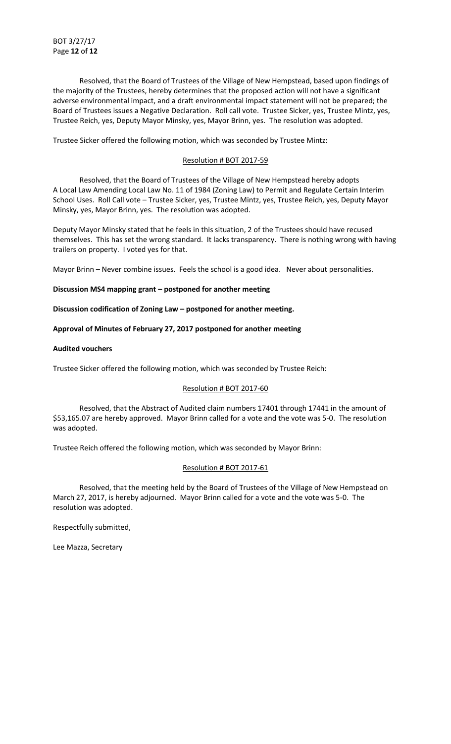Resolved, that the Board of Trustees of the Village of New Hempstead, based upon findings of the majority of the Trustees, hereby determines that the proposed action will not have a significant adverse environmental impact, and a draft environmental impact statement will not be prepared; the Board of Trustees issues a Negative Declaration. Roll call vote. Trustee Sicker, yes, Trustee Mintz, yes, Trustee Reich, yes, Deputy Mayor Minsky, yes, Mayor Brinn, yes. The resolution was adopted.

Trustee Sicker offered the following motion, which was seconded by Trustee Mintz:

Resolution # BOT 2017-59

Resolved, that the Board of Trustees of the Village of New Hempstead hereby adopts A Local Law Amending Local Law No. 11 of 1984 (Zoning Law) to Permit and Regulate Certain Interim School Uses. Roll Call vote – Trustee Sicker, yes, Trustee Mintz, yes, Trustee Reich, yes, Deputy Mayor Minsky, yes, Mayor Brinn, yes. The resolution was adopted.

Deputy Mayor Minsky stated that he feels in this situation, 2 of the Trustees should have recused themselves. This has set the wrong standard. It lacks transparency. There is nothing wrong with having trailers on property. I voted yes for that.

Mayor Brinn – Never combine issues. Feels the school is a good idea. Never about personalities.

**Discussion MS4 mapping grant – postponed for another meeting**

**Discussion codification of Zoning Law – postponed for another meeting.**

**Approval of Minutes of February 27, 2017 postponed for another meeting**

**Audited vouchers**

Trustee Sicker offered the following motion, which was seconded by Trustee Reich:

Resolution # BOT 2017-60

Resolved, that the Abstract of Audited claim numbers 17401 through 17441 in the amount of $53,165.07 are hereby approved. Mayor Brinn called for a vote and the vote was 5-0. The resolution was adopted.

Trustee Reich offered the following motion, which was seconded by Mayor Brinn:

Resolution # BOT 2017-61

Resolved, that the meeting held by the Board of Trustees of the Village of New Hempstead on March 27, 2017, is hereby adjourned. Mayor Brinn called for a vote and the vote was 5-0. The resolution was adopted.

Respectfully submitted,

Lee Mazza, Secretary